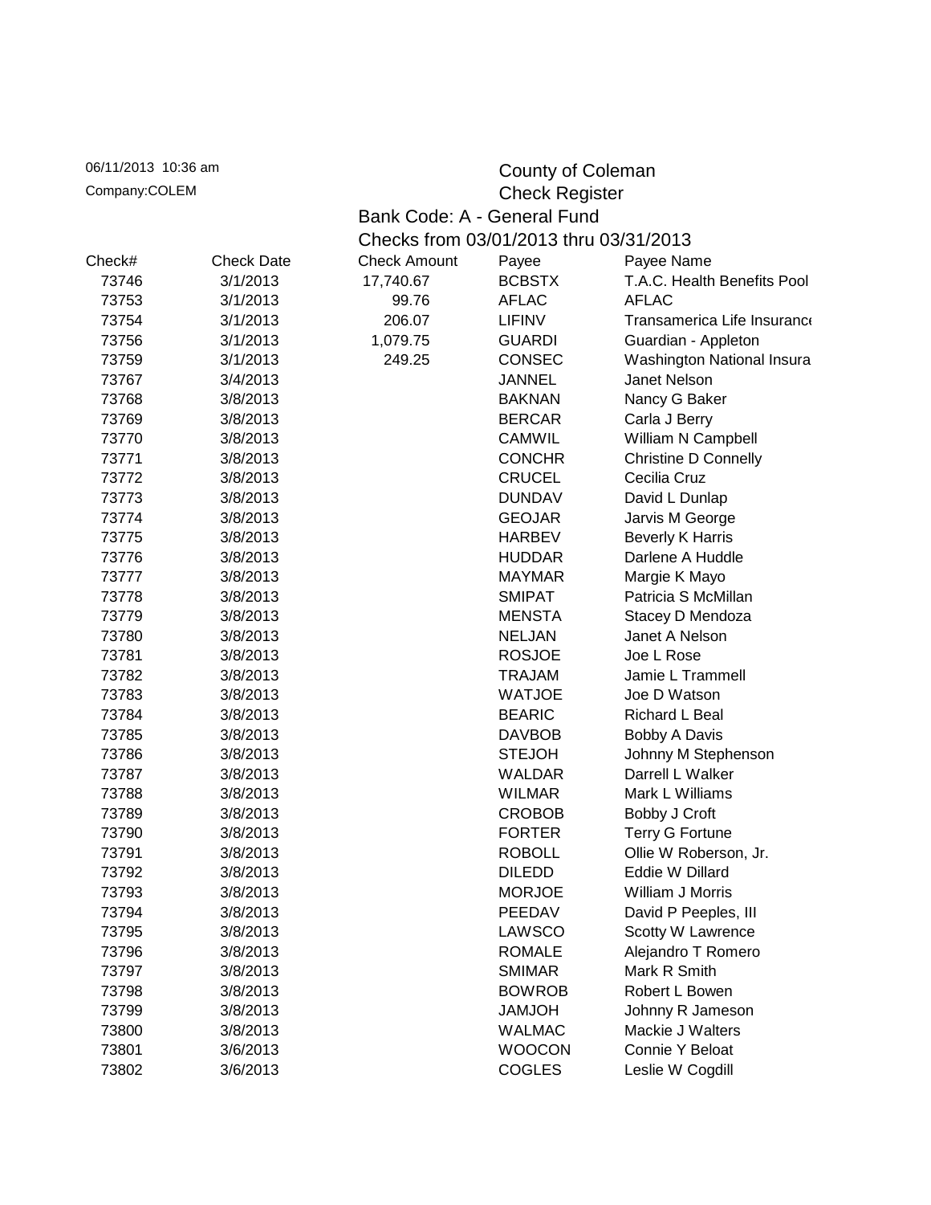06/11/2013 10:36 am

Company:COLEM

# County of Coleman

## Check Register

### Bank Code: A - General Fund

### Checks from 03/01/2013 thru 03/31/2013

| Check# | Check Date | Check Amount | Payee | Payee Name |
|---|---|---|---|---|
| 73746 | 3/1/2013 | 17,740.67 | BCBSTX | T.A.C. Health Benefits Pool |
| 73753 | 3/1/2013 | 99.76 | AFLAC | AFLAC |
| 73754 | 3/1/2013 | 206.07 | LIFINV | Transamerica Life Insurance |
| 73756 | 3/1/2013 | 1,079.75 | GUARDI | Guardian - Appleton |
| 73759 | 3/1/2013 | 249.25 | CONSEC | Washington National Insura |
| 73767 | 3/4/2013 | | JANNEL | Janet Nelson |
| 73768 | 3/8/2013 | | BAKNAN | Nancy G Baker |
| 73769 | 3/8/2013 | | BERCAR | Carla J Berry |
| 73770 | 3/8/2013 | | CAMWIL | William N Campbell |
| 73771 | 3/8/2013 | | CONCHR | Christine D Connelly |
| 73772 | 3/8/2013 | | CRUCEL | Cecilia Cruz |
| 73773 | 3/8/2013 | | DUNDAV | David L Dunlap |
| 73774 | 3/8/2013 | | GEOJAR | Jarvis M George |
| 73775 | 3/8/2013 | | HARBEV | Beverly K Harris |
| 73776 | 3/8/2013 | | HUDDAR | Darlene A Huddle |
| 73777 | 3/8/2013 | | MAYMAR | Margie K Mayo |
| 73778 | 3/8/2013 | | SMIPAT | Patricia S McMillan |
| 73779 | 3/8/2013 | | MENSTA | Stacey D Mendoza |
| 73780 | 3/8/2013 | | NELJAN | Janet A Nelson |
| 73781 | 3/8/2013 | | ROSJOE | Joe L Rose |
| 73782 | 3/8/2013 | | TRAJAM | Jamie L Trammell |
| 73783 | 3/8/2013 | | WATJOE | Joe D Watson |
| 73784 | 3/8/2013 | | BEARIC | Richard L Beal |
| 73785 | 3/8/2013 | | DAVBOB | Bobby A Davis |
| 73786 | 3/8/2013 | | STEJOH | Johnny M Stephenson |
| 73787 | 3/8/2013 | | WALDAR | Darrell L Walker |
| 73788 | 3/8/2013 | | WILMAR | Mark L Williams |
| 73789 | 3/8/2013 | | CROBOB | Bobby J Croft |
| 73790 | 3/8/2013 | | FORTER | Terry G Fortune |
| 73791 | 3/8/2013 | | ROBOLL | Ollie W Roberson, Jr. |
| 73792 | 3/8/2013 | | DILEDD | Eddie W Dillard |
| 73793 | 3/8/2013 | | MORJOE | William J Morris |
| 73794 | 3/8/2013 | | PEEDAV | David P Peeples, III |
| 73795 | 3/8/2013 | | LAWSCO | Scotty W Lawrence |
| 73796 | 3/8/2013 | | ROMALE | Alejandro T Romero |
| 73797 | 3/8/2013 | | SMIMAR | Mark R Smith |
| 73798 | 3/8/2013 | | BOWROB | Robert L Bowen |
| 73799 | 3/8/2013 | | JAMJOH | Johnny R Jameson |
| 73800 | 3/8/2013 | | WALMAC | Mackie J Walters |
| 73801 | 3/6/2013 | | WOOCON | Connie Y Beloat |
| 73802 | 3/6/2013 | | COGLES | Leslie W Cogdill |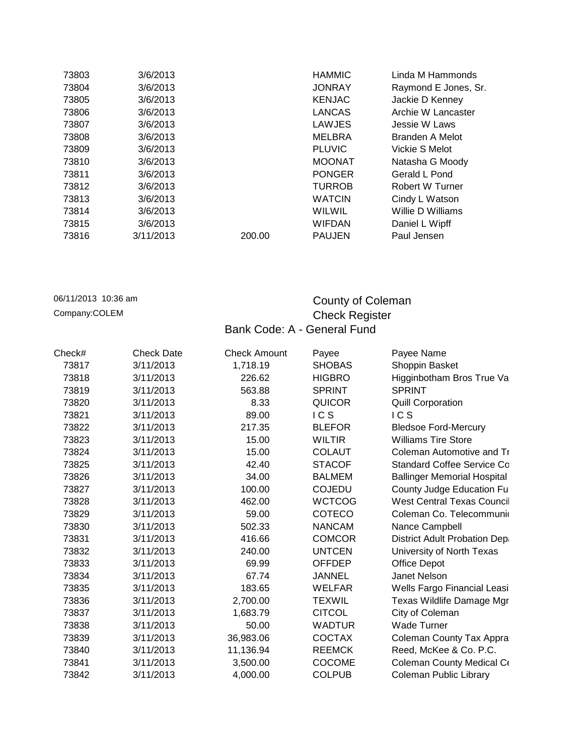| | | | | |
|---|---|---|---|---|
| 73803 | 3/6/2013 | | HAMMIC | Linda M Hammonds |
| 73804 | 3/6/2013 | | JONRAY | Raymond E Jones, Sr. |
| 73805 | 3/6/2013 | | KENJAC | Jackie D Kenney |
| 73806 | 3/6/2013 | | LANCAS | Archie W Lancaster |
| 73807 | 3/6/2013 | | LAWJES | Jessie W Laws |
| 73808 | 3/6/2013 | | MELBRA | Branden A Melot |
| 73809 | 3/6/2013 | | PLUVIC | Vickie S Melot |
| 73810 | 3/6/2013 | | MOONAT | Natasha G Moody |
| 73811 | 3/6/2013 | | PONGER | Gerald L Pond |
| 73812 | 3/6/2013 | | TURROB | Robert W Turner |
| 73813 | 3/6/2013 | | WATCIN | Cindy L Watson |
| 73814 | 3/6/2013 | | WILWIL | Willie D Williams |
| 73815 | 3/6/2013 | | WIFDAN | Daniel L Wipff |
| 73816 | 3/11/2013 | 200.00 | PAUJEN | Paul Jensen |

06/11/2013 10:36 am

Company:COLEM

County of Coleman

Check Register

Bank Code: A - General Fund

| Check# | Check Date | Check Amount | Payee | Payee Name |
|---|---|---|---|---|
| 73817 | 3/11/2013 | 1,718.19 | SHOBAS | Shoppin Basket |
| 73818 | 3/11/2013 | 226.62 | HIGBRO | Higginbotham Bros True Va |
| 73819 | 3/11/2013 | 563.88 | SPRINT | SPRINT |
| 73820 | 3/11/2013 | 8.33 | QUICOR | Quill Corporation |
| 73821 | 3/11/2013 | 89.00 | I C S | I C S |
| 73822 | 3/11/2013 | 217.35 | BLEFOR | Bledsoe Ford-Mercury |
| 73823 | 3/11/2013 | 15.00 | WILTIR | Williams Tire Store |
| 73824 | 3/11/2013 | 15.00 | COLAUT | Coleman Automotive and Tr |
| 73825 | 3/11/2013 | 42.40 | STACOF | Standard Coffee Service Co |
| 73826 | 3/11/2013 | 34.00 | BALMEM | Ballinger Memorial Hospital |
| 73827 | 3/11/2013 | 100.00 | COJEDU | County Judge Education Fu |
| 73828 | 3/11/2013 | 462.00 | WCTCOG | West Central Texas Council |
| 73829 | 3/11/2013 | 59.00 | COTECO | Coleman Co. Telecommunic |
| 73830 | 3/11/2013 | 502.33 | NANCAM | Nance Campbell |
| 73831 | 3/11/2013 | 416.66 | COMCOR | District Adult Probation Depa |
| 73832 | 3/11/2013 | 240.00 | UNTCEN | University of North Texas |
| 73833 | 3/11/2013 | 69.99 | OFFDEP | Office Depot |
| 73834 | 3/11/2013 | 67.74 | JANNEL | Janet Nelson |
| 73835 | 3/11/2013 | 183.65 | WELFAR | Wells Fargo Financial Leasi |
| 73836 | 3/11/2013 | 2,700.00 | TEXWIL | Texas Wildlife Damage Mgr |
| 73837 | 3/11/2013 | 1,683.79 | CITCOL | City of Coleman |
| 73838 | 3/11/2013 | 50.00 | WADTUR | Wade Turner |
| 73839 | 3/11/2013 | 36,983.06 | COCTAX | Coleman County Tax Appra |
| 73840 | 3/11/2013 | 11,136.94 | REEMCK | Reed, McKee & Co. P.C. |
| 73841 | 3/11/2013 | 3,500.00 | COCOME | Coleman County Medical Ce |
| 73842 | 3/11/2013 | 4,000.00 | COLPUB | Coleman Public Library |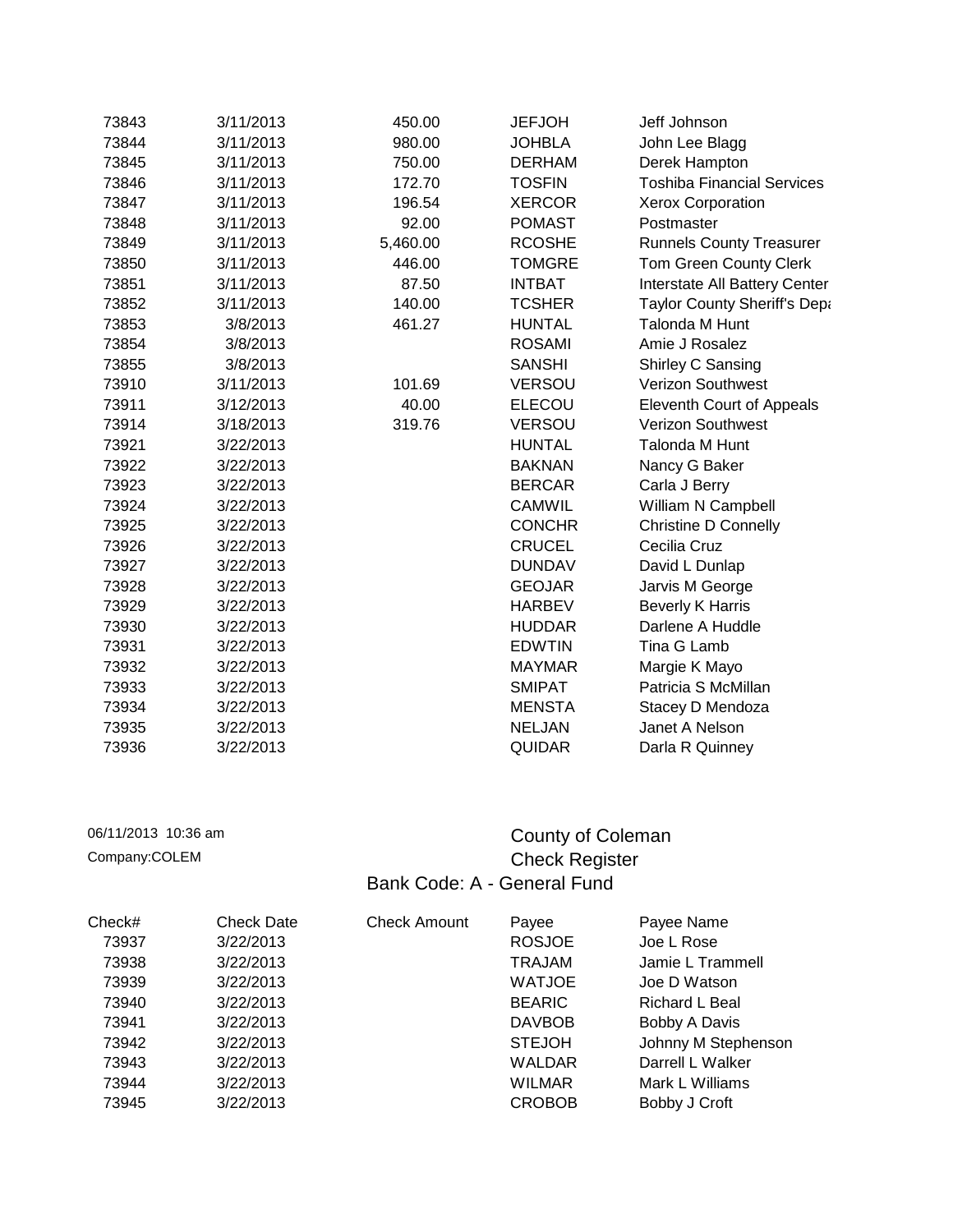| | | | | |
|---|---|---|---|---|
| 73843 | 3/11/2013 | 450.00 | JEFJOH | Jeff Johnson |
| 73844 | 3/11/2013 | 980.00 | JOHBLA | John Lee Blagg |
| 73845 | 3/11/2013 | 750.00 | DERHAM | Derek Hampton |
| 73846 | 3/11/2013 | 172.70 | TOSFIN | Toshiba Financial Services |
| 73847 | 3/11/2013 | 196.54 | XERCOR | Xerox Corporation |
| 73848 | 3/11/2013 | 92.00 | POMAST | Postmaster |
| 73849 | 3/11/2013 | 5,460.00 | RCOSHE | Runnels County Treasurer |
| 73850 | 3/11/2013 | 446.00 | TOMGRE | Tom Green County Clerk |
| 73851 | 3/11/2013 | 87.50 | INTBAT | Interstate All Battery Center |
| 73852 | 3/11/2013 | 140.00 | TCSHER | Taylor County Sheriff's Depa |
| 73853 | 3/8/2013 | 461.27 | HUNTAL | Talonda M Hunt |
| 73854 | 3/8/2013 | | ROSAMI | Amie J Rosalez |
| 73855 | 3/8/2013 | | SANSHI | Shirley C Sansing |
| 73910 | 3/11/2013 | 101.69 | VERSOU | Verizon Southwest |
| 73911 | 3/12/2013 | 40.00 | ELECOU | Eleventh Court of Appeals |
| 73914 | 3/18/2013 | 319.76 | VERSOU | Verizon Southwest |
| 73921 | 3/22/2013 | | HUNTAL | Talonda M Hunt |
| 73922 | 3/22/2013 | | BAKNAN | Nancy G Baker |
| 73923 | 3/22/2013 | | BERCAR | Carla J Berry |
| 73924 | 3/22/2013 | | CAMWIL | William N Campbell |
| 73925 | 3/22/2013 | | CONCHR | Christine D Connelly |
| 73926 | 3/22/2013 | | CRUCEL | Cecilia Cruz |
| 73927 | 3/22/2013 | | DUNDAV | David L Dunlap |
| 73928 | 3/22/2013 | | GEOJAR | Jarvis M George |
| 73929 | 3/22/2013 | | HARBEV | Beverly K Harris |
| 73930 | 3/22/2013 | | HUDDAR | Darlene A Huddle |
| 73931 | 3/22/2013 | | EDWTIN | Tina G Lamb |
| 73932 | 3/22/2013 | | MAYMAR | Margie K Mayo |
| 73933 | 3/22/2013 | | SMIPAT | Patricia S McMillan |
| 73934 | 3/22/2013 | | MENSTA | Stacey D Mendoza |
| 73935 | 3/22/2013 | | NELJAN | Janet A Nelson |
| 73936 | 3/22/2013 | | QUIDAR | Darla R Quinney |

06/11/2013 10:36 am

Company:COLEM

County of Coleman

Check Register

Bank Code: A - General Fund

| Check# | Check Date | Check Amount | Payee | Payee Name |
|---|---|---|---|---|
| 73937 | 3/22/2013 | | ROSJOE | Joe L Rose |
| 73938 | 3/22/2013 | | TRAJAM | Jamie L Trammell |
| 73939 | 3/22/2013 | | WATJOE | Joe D Watson |
| 73940 | 3/22/2013 | | BEARIC | Richard L Beal |
| 73941 | 3/22/2013 | | DAVBOB | Bobby A Davis |
| 73942 | 3/22/2013 | | STEJOH | Johnny M Stephenson |
| 73943 | 3/22/2013 | | WALDAR | Darrell L Walker |
| 73944 | 3/22/2013 | | WILMAR | Mark L Williams |
| 73945 | 3/22/2013 | | CROBOB | Bobby J Croft |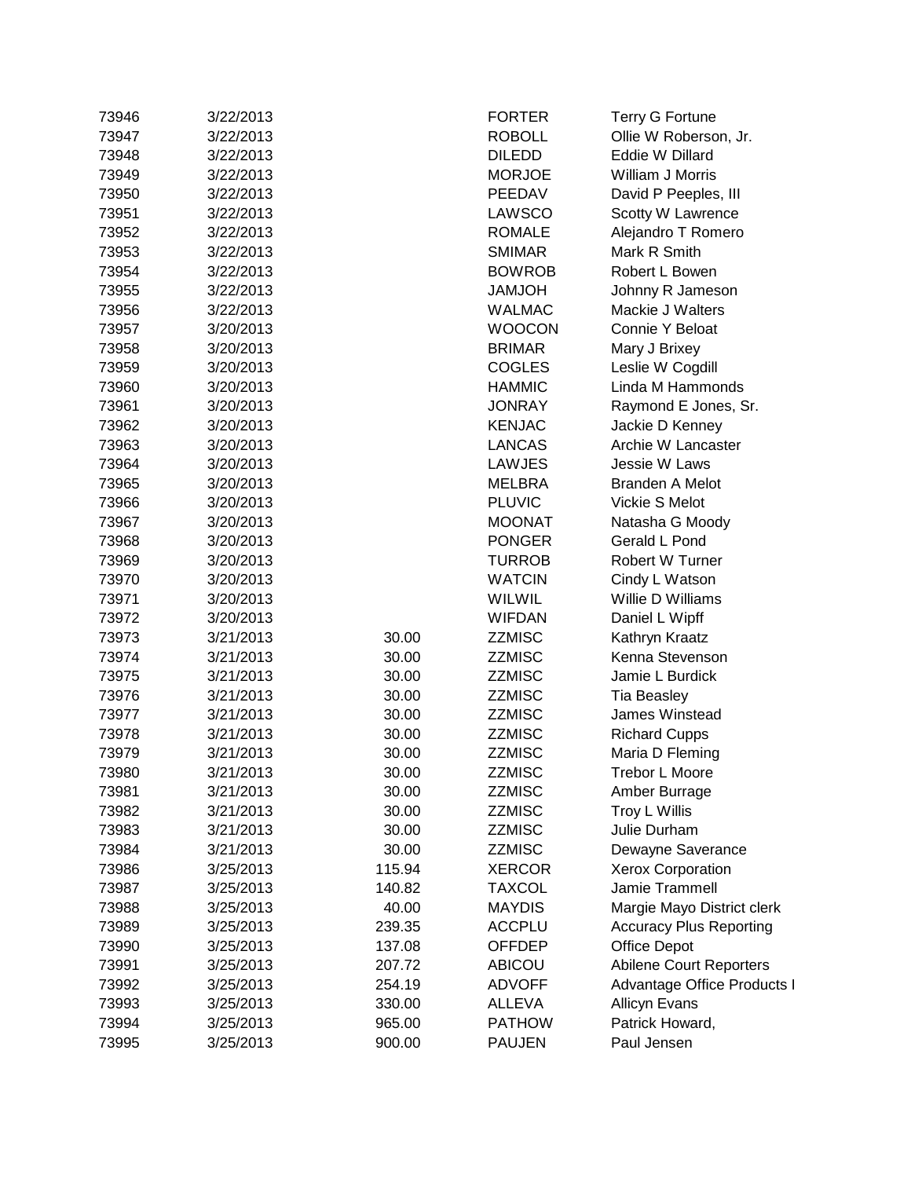| | | | | |
|---|---|---|---|---|
| 73946 | 3/22/2013 | | FORTER | Terry G Fortune |
| 73947 | 3/22/2013 | | ROBOLL | Ollie W Roberson, Jr. |
| 73948 | 3/22/2013 | | DILEDD | Eddie W Dillard |
| 73949 | 3/22/2013 | | MORJOE | William J Morris |
| 73950 | 3/22/2013 | | PEEDAV | David P Peeples, III |
| 73951 | 3/22/2013 | | LAWSCO | Scotty W Lawrence |
| 73952 | 3/22/2013 | | ROMALE | Alejandro T Romero |
| 73953 | 3/22/2013 | | SMIMAR | Mark R Smith |
| 73954 | 3/22/2013 | | BOWROB | Robert L Bowen |
| 73955 | 3/22/2013 | | JAMJOH | Johnny R Jameson |
| 73956 | 3/22/2013 | | WALMAC | Mackie J Walters |
| 73957 | 3/20/2013 | | WOOCON | Connie Y Beloat |
| 73958 | 3/20/2013 | | BRIMAR | Mary J Brixey |
| 73959 | 3/20/2013 | | COGLES | Leslie W Cogdill |
| 73960 | 3/20/2013 | | HAMMIC | Linda M Hammonds |
| 73961 | 3/20/2013 | | JONRAY | Raymond E Jones, Sr. |
| 73962 | 3/20/2013 | | KENJAC | Jackie D Kenney |
| 73963 | 3/20/2013 | | LANCAS | Archie W Lancaster |
| 73964 | 3/20/2013 | | LAWJES | Jessie W Laws |
| 73965 | 3/20/2013 | | MELBRA | Branden A Melot |
| 73966 | 3/20/2013 | | PLUVIC | Vickie S Melot |
| 73967 | 3/20/2013 | | MOONAT | Natasha G Moody |
| 73968 | 3/20/2013 | | PONGER | Gerald L Pond |
| 73969 | 3/20/2013 | | TURROB | Robert W Turner |
| 73970 | 3/20/2013 | | WATCIN | Cindy L Watson |
| 73971 | 3/20/2013 | | WILWIL | Willie D Williams |
| 73972 | 3/20/2013 | | WIFDAN | Daniel L Wipff |
| 73973 | 3/21/2013 | 30.00 | ZZMISC | Kathryn Kraatz |
| 73974 | 3/21/2013 | 30.00 | ZZMISC | Kenna Stevenson |
| 73975 | 3/21/2013 | 30.00 | ZZMISC | Jamie L Burdick |
| 73976 | 3/21/2013 | 30.00 | ZZMISC | Tia Beasley |
| 73977 | 3/21/2013 | 30.00 | ZZMISC | James Winstead |
| 73978 | 3/21/2013 | 30.00 | ZZMISC | Richard Cupps |
| 73979 | 3/21/2013 | 30.00 | ZZMISC | Maria D Fleming |
| 73980 | 3/21/2013 | 30.00 | ZZMISC | Trebor L Moore |
| 73981 | 3/21/2013 | 30.00 | ZZMISC | Amber Burrage |
| 73982 | 3/21/2013 | 30.00 | ZZMISC | Troy L Willis |
| 73983 | 3/21/2013 | 30.00 | ZZMISC | Julie Durham |
| 73984 | 3/21/2013 | 30.00 | ZZMISC | Dewayne Saverance |
| 73986 | 3/25/2013 | 115.94 | XERCOR | Xerox Corporation |
| 73987 | 3/25/2013 | 140.82 | TAXCOL | Jamie Trammell |
| 73988 | 3/25/2013 | 40.00 | MAYDIS | Margie Mayo District clerk |
| 73989 | 3/25/2013 | 239.35 | ACCPLU | Accuracy Plus Reporting |
| 73990 | 3/25/2013 | 137.08 | OFFDEP | Office Depot |
| 73991 | 3/25/2013 | 207.72 | ABICOU | Abilene Court Reporters |
| 73992 | 3/25/2013 | 254.19 | ADVOFF | Advantage Office Products I |
| 73993 | 3/25/2013 | 330.00 | ALLEVA | Allicyn Evans |
| 73994 | 3/25/2013 | 965.00 | PATHOW | Patrick Howard, |
| 73995 | 3/25/2013 | 900.00 | PAUJEN | Paul Jensen |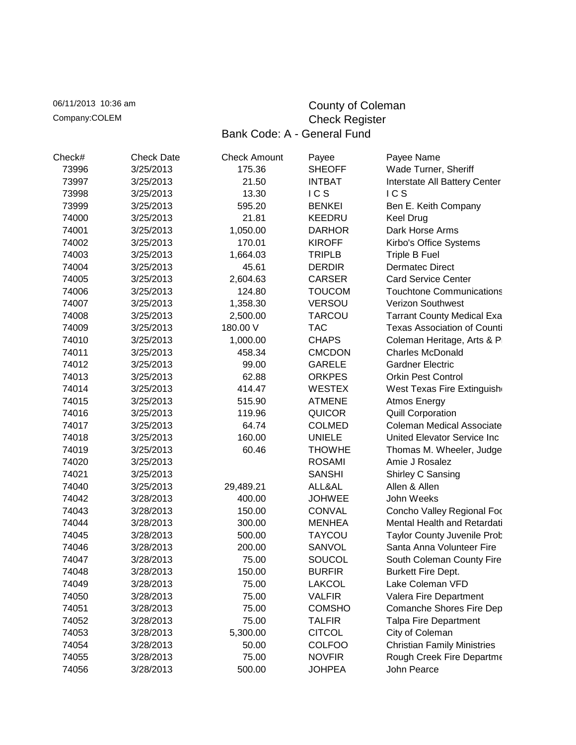06/11/2013 10:36 am
Company:COLEM

# County of Coleman
## Check Register
### Bank Code: A - General Fund

| Check# | Check Date | Check Amount | Payee | Payee Name |
|---|---|---|---|---|
| 73996 | 3/25/2013 | 175.36 | SHEOFF | Wade Turner, Sheriff |
| 73997 | 3/25/2013 | 21.50 | INTBAT | Interstate All Battery Center |
| 73998 | 3/25/2013 | 13.30 | I C S | I C S |
| 73999 | 3/25/2013 | 595.20 | BENKEI | Ben E. Keith Company |
| 74000 | 3/25/2013 | 21.81 | KEEDRU | Keel Drug |
| 74001 | 3/25/2013 | 1,050.00 | DARHOR | Dark Horse Arms |
| 74002 | 3/25/2013 | 170.01 | KIROFF | Kirbo's Office Systems |
| 74003 | 3/25/2013 | 1,664.03 | TRIPLB | Triple B Fuel |
| 74004 | 3/25/2013 | 45.61 | DERDIR | Dermatec Direct |
| 74005 | 3/25/2013 | 2,604.63 | CARSER | Card Service Center |
| 74006 | 3/25/2013 | 124.80 | TOUCOM | Touchtone Communications |
| 74007 | 3/25/2013 | 1,358.30 | VERSOU | Verizon Southwest |
| 74008 | 3/25/2013 | 2,500.00 | TARCOU | Tarrant County Medical Exa |
| 74009 | 3/25/2013 | 180.00 V | TAC | Texas Association of Counti |
| 74010 | 3/25/2013 | 1,000.00 | CHAPS | Coleman Heritage, Arts & P |
| 74011 | 3/25/2013 | 458.34 | CMCDON | Charles McDonald |
| 74012 | 3/25/2013 | 99.00 | GARELE | Gardner Electric |
| 74013 | 3/25/2013 | 62.88 | ORKPES | Orkin Pest Control |
| 74014 | 3/25/2013 | 414.47 | WESTEX | West Texas Fire Extinguish |
| 74015 | 3/25/2013 | 515.90 | ATMENE | Atmos Energy |
| 74016 | 3/25/2013 | 119.96 | QUICOR | Quill Corporation |
| 74017 | 3/25/2013 | 64.74 | COLMED | Coleman Medical Associate |
| 74018 | 3/25/2013 | 160.00 | UNIELE | United Elevator Service Inc |
| 74019 | 3/25/2013 | 60.46 | THOWHE | Thomas M. Wheeler, Judge |
| 74020 | 3/25/2013 | | ROSAMI | Amie J Rosalez |
| 74021 | 3/25/2013 | | SANSHI | Shirley C Sansing |
| 74040 | 3/25/2013 | 29,489.21 | ALL&AL | Allen & Allen |
| 74042 | 3/28/2013 | 400.00 | JOHWEE | John Weeks |
| 74043 | 3/28/2013 | 150.00 | CONVAL | Concho Valley Regional Foo |
| 74044 | 3/28/2013 | 300.00 | MENHEA | Mental Health and Retardati |
| 74045 | 3/28/2013 | 500.00 | TAYCOU | Taylor County Juvenile Prob |
| 74046 | 3/28/2013 | 200.00 | SANVOL | Santa Anna Volunteer Fire |
| 74047 | 3/28/2013 | 75.00 | SOUCOL | South Coleman County Fire |
| 74048 | 3/28/2013 | 150.00 | BURFIR | Burkett Fire Dept. |
| 74049 | 3/28/2013 | 75.00 | LAKCOL | Lake Coleman VFD |
| 74050 | 3/28/2013 | 75.00 | VALFIR | Valera Fire Department |
| 74051 | 3/28/2013 | 75.00 | COMSHO | Comanche Shores Fire Dep |
| 74052 | 3/28/2013 | 75.00 | TALFIR | Talpa Fire Department |
| 74053 | 3/28/2013 | 5,300.00 | CITCOL | City of Coleman |
| 74054 | 3/28/2013 | 50.00 | COLFOO | Christian Family Ministries |
| 74055 | 3/28/2013 | 75.00 | NOVFIR | Rough Creek Fire Departme |
| 74056 | 3/28/2013 | 500.00 | JOHPEA | John Pearce |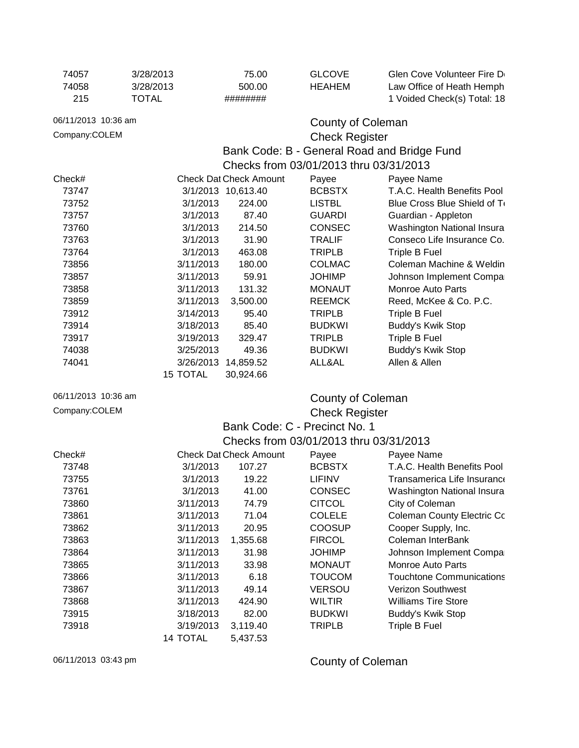| 74057 | 3/28/2013 | 75.00 | GLCOVE | Glen Cove Volunteer Fire D |
|---|---|---|---|---|
| 74058 | 3/28/2013 | 500.00 | HEAHEM | Law Office of Heath Hemph |
| 215 | TOTAL | ######## | | 1 Voided Check(s) Total: 18 |

06/11/2013 10:36 am

Company:COLEM

## County of Coleman

## Check Register

### Bank Code: B - General Road and Bridge Fund

### Checks from 03/01/2013 thru 03/31/2013

| Check# | Check Dat | Check Amount | Payee | Payee Name |
|---|---|---|---|---|
| 73747 | 3/1/2013 | 10,613.40 | BCBSTX | T.A.C. Health Benefits Pool |
| 73752 | 3/1/2013 | 224.00 | LISTBL | Blue Cross Blue Shield of T |
| 73757 | 3/1/2013 | 87.40 | GUARDI | Guardian - Appleton |
| 73760 | 3/1/2013 | 214.50 | CONSEC | Washington National Insura |
| 73763 | 3/1/2013 | 31.90 | TRALIF | Conseco Life Insurance Co. |
| 73764 | 3/1/2013 | 463.08 | TRIPLB | Triple B Fuel |
| 73856 | 3/11/2013 | 180.00 | COLMAC | Coleman Machine & Weldin |
| 73857 | 3/11/2013 | 59.91 | JOHIMP | Johnson Implement Compa |
| 73858 | 3/11/2013 | 131.32 | MONAUT | Monroe Auto Parts |
| 73859 | 3/11/2013 | 3,500.00 | REEMCK | Reed, McKee & Co. P.C. |
| 73912 | 3/14/2013 | 95.40 | TRIPLB | Triple B Fuel |
| 73914 | 3/18/2013 | 85.40 | BUDKWI | Buddy's Kwik Stop |
| 73917 | 3/19/2013 | 329.47 | TRIPLB | Triple B Fuel |
| 74038 | 3/25/2013 | 49.36 | BUDKWI | Buddy's Kwik Stop |
| 74041 | 3/26/2013 | 14,859.52 | ALL&AL | Allen & Allen |
| | 15 TOTAL | 30,924.66 | | |

06/11/2013 10:36 am

Company:COLEM

## County of Coleman

## Check Register

### Bank Code: C - Precinct No. 1

### Checks from 03/01/2013 thru 03/31/2013

| Check# | Check Dat | Check Amount | Payee | Payee Name |
|---|---|---|---|---|
| 73748 | 3/1/2013 | 107.27 | BCBSTX | T.A.C. Health Benefits Pool |
| 73755 | 3/1/2013 | 19.22 | LIFINV | Transamerica Life Insurance |
| 73761 | 3/1/2013 | 41.00 | CONSEC | Washington National Insura |
| 73860 | 3/11/2013 | 74.79 | CITCOL | City of Coleman |
| 73861 | 3/11/2013 | 71.04 | COLELE | Coleman County Electric Co |
| 73862 | 3/11/2013 | 20.95 | COOSUP | Cooper Supply, Inc. |
| 73863 | 3/11/2013 | 1,355.68 | FIRCOL | Coleman InterBank |
| 73864 | 3/11/2013 | 31.98 | JOHIMP | Johnson Implement Compa |
| 73865 | 3/11/2013 | 33.98 | MONAUT | Monroe Auto Parts |
| 73866 | 3/11/2013 | 6.18 | TOUCOM | Touchtone Communications |
| 73867 | 3/11/2013 | 49.14 | VERSOU | Verizon Southwest |
| 73868 | 3/11/2013 | 424.90 | WILTIR | Williams Tire Store |
| 73915 | 3/18/2013 | 82.00 | BUDKWI | Buddy's Kwik Stop |
| 73918 | 3/19/2013 | 3,119.40 | TRIPLB | Triple B Fuel |
| | 14 TOTAL | 5,437.53 | | |

06/11/2013 03:43 pm

## County of Coleman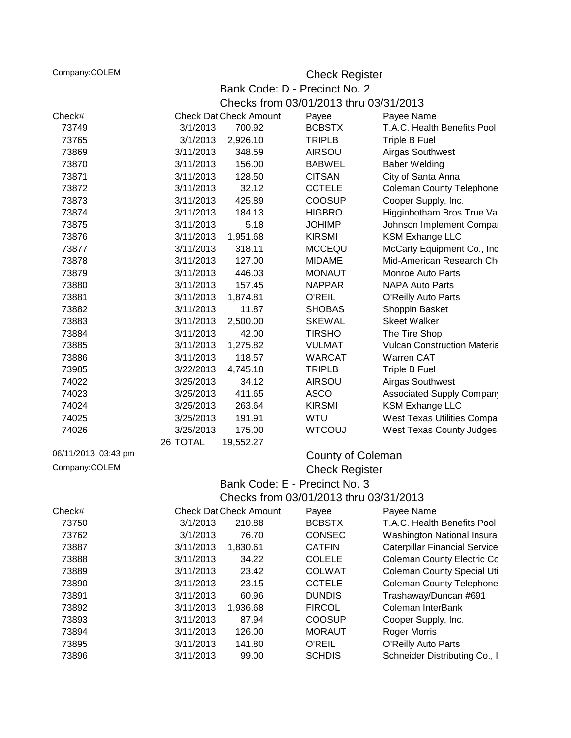Company:COLEM

## Check Register

### Bank Code: D - Precinct No. 2

### Checks from 03/01/2013 thru 03/31/2013

| Check# | Check Dat | Check Amount | Payee | Payee Name |
|---|---|---|---|---|
| 73749 | 3/1/2013 | 700.92 | BCBSTX | T.A.C. Health Benefits Pool |
| 73765 | 3/1/2013 | 2,926.10 | TRIPLB | Triple B Fuel |
| 73869 | 3/11/2013 | 348.59 | AIRSOU | Airgas Southwest |
| 73870 | 3/11/2013 | 156.00 | BABWEL | Baber Welding |
| 73871 | 3/11/2013 | 128.50 | CITSAN | City of Santa Anna |
| 73872 | 3/11/2013 | 32.12 | CCTELE | Coleman County Telephone |
| 73873 | 3/11/2013 | 425.89 | COOSUP | Cooper Supply, Inc. |
| 73874 | 3/11/2013 | 184.13 | HIGBRO | Higginbotham Bros True Va |
| 73875 | 3/11/2013 | 5.18 | JOHIMP | Johnson Implement Compa |
| 73876 | 3/11/2013 | 1,951.68 | KIRSMI | KSM Exhange LLC |
| 73877 | 3/11/2013 | 318.11 | MCCEQU | McCarty Equipment Co., Inc |
| 73878 | 3/11/2013 | 127.00 | MIDAME | Mid-American Research Ch |
| 73879 | 3/11/2013 | 446.03 | MONAUT | Monroe Auto Parts |
| 73880 | 3/11/2013 | 157.45 | NAPPAR | NAPA Auto Parts |
| 73881 | 3/11/2013 | 1,874.81 | O'REIL | O'Reilly Auto Parts |
| 73882 | 3/11/2013 | 11.87 | SHOBAS | Shoppin Basket |
| 73883 | 3/11/2013 | 2,500.00 | SKEWAL | Skeet Walker |
| 73884 | 3/11/2013 | 42.00 | TIRSHO | The Tire Shop |
| 73885 | 3/11/2013 | 1,275.82 | VULMAT | Vulcan Construction Materia |
| 73886 | 3/11/2013 | 118.57 | WARCAT | Warren CAT |
| 73985 | 3/22/2013 | 4,745.18 | TRIPLB | Triple B Fuel |
| 74022 | 3/25/2013 | 34.12 | AIRSOU | Airgas Southwest |
| 74023 | 3/25/2013 | 411.65 | ASCO | Associated Supply Compan |
| 74024 | 3/25/2013 | 263.64 | KIRSMI | KSM Exhange LLC |
| 74025 | 3/25/2013 | 191.91 | WTU | West Texas Utilities Compa |
| 74026 | 3/25/2013 | 175.00 | WTCOUJ | West Texas County Judges |
| | 26 TOTAL | 19,552.27 | | |

06/11/2013 03:43 pm

## County of Coleman

Company:COLEM

## Check Register

### Bank Code: E - Precinct No. 3

### Checks from 03/01/2013 thru 03/31/2013

| Check# | Check Dat | Check Amount | Payee | Payee Name |
|---|---|---|---|---|
| 73750 | 3/1/2013 | 210.88 | BCBSTX | T.A.C. Health Benefits Pool |
| 73762 | 3/1/2013 | 76.70 | CONSEC | Washington National Insura |
| 73887 | 3/11/2013 | 1,830.61 | CATFIN | Caterpillar Financial Service |
| 73888 | 3/11/2013 | 34.22 | COLELE | Coleman County Electric Co |
| 73889 | 3/11/2013 | 23.42 | COLWAT | Coleman County Special Uti |
| 73890 | 3/11/2013 | 23.15 | CCTELE | Coleman County Telephone |
| 73891 | 3/11/2013 | 60.96 | DUNDIS | Trashaway/Duncan #691 |
| 73892 | 3/11/2013 | 1,936.68 | FIRCOL | Coleman InterBank |
| 73893 | 3/11/2013 | 87.94 | COOSUP | Cooper Supply, Inc. |
| 73894 | 3/11/2013 | 126.00 | MORAUT | Roger Morris |
| 73895 | 3/11/2013 | 141.80 | O'REIL | O'Reilly Auto Parts |
| 73896 | 3/11/2013 | 99.00 | SCHDIS | Schneider Distributing Co., I |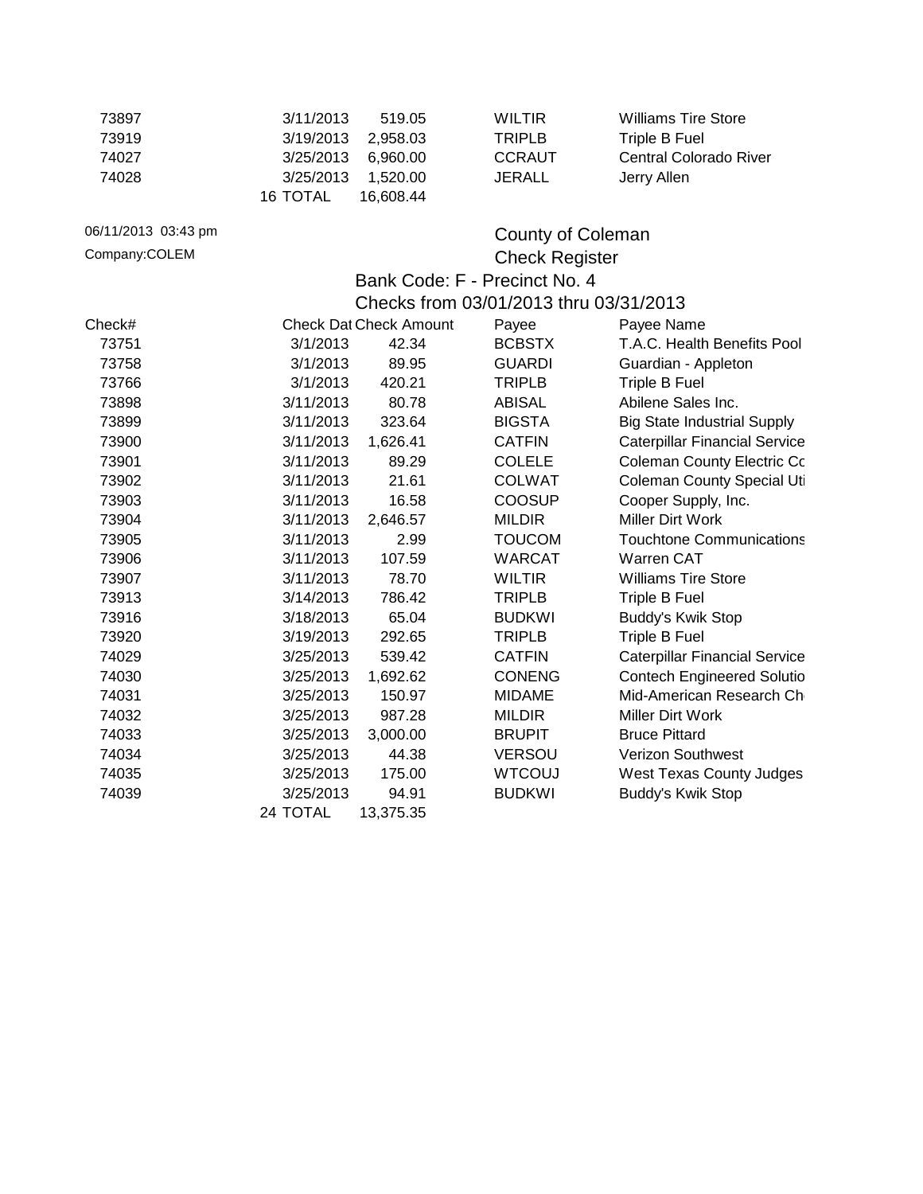| | | | | |
|---|---|---|---|---|
| 73897 | 3/11/2013 | 519.05 | WILTIR | Williams Tire Store |
| 73919 | 3/19/2013 | 2,958.03 | TRIPLB | Triple B Fuel |
| 74027 | 3/25/2013 | 6,960.00 | CCRAUT | Central Colorado River |
| 74028 | 3/25/2013 | 1,520.00 | JERALL | Jerry Allen |
| | 16 TOTAL | 16,608.44 | | |

06/11/2013 03:43 pm

Company:COLEM

County of Coleman

Check Register

Bank Code: F - Precinct No. 4

Checks from 03/01/2013 thru 03/31/2013

| Check# | Check Dat | Check Amount | Payee | Payee Name |
|---|---|---|---|---|
| 73751 | 3/1/2013 | 42.34 | BCBSTX | T.A.C. Health Benefits Pool |
| 73758 | 3/1/2013 | 89.95 | GUARDI | Guardian - Appleton |
| 73766 | 3/1/2013 | 420.21 | TRIPLB | Triple B Fuel |
| 73898 | 3/11/2013 | 80.78 | ABISAL | Abilene Sales Inc. |
| 73899 | 3/11/2013 | 323.64 | BIGSTA | Big State Industrial Supply |
| 73900 | 3/11/2013 | 1,626.41 | CATFIN | Caterpillar Financial Service |
| 73901 | 3/11/2013 | 89.29 | COLELE | Coleman County Electric Cc |
| 73902 | 3/11/2013 | 21.61 | COLWAT | Coleman County Special Uti |
| 73903 | 3/11/2013 | 16.58 | COOSUP | Cooper Supply, Inc. |
| 73904 | 3/11/2013 | 2,646.57 | MILDIR | Miller Dirt Work |
| 73905 | 3/11/2013 | 2.99 | TOUCOM | Touchtone Communications |
| 73906 | 3/11/2013 | 107.59 | WARCAT | Warren CAT |
| 73907 | 3/11/2013 | 78.70 | WILTIR | Williams Tire Store |
| 73913 | 3/14/2013 | 786.42 | TRIPLB | Triple B Fuel |
| 73916 | 3/18/2013 | 65.04 | BUDKWI | Buddy's Kwik Stop |
| 73920 | 3/19/2013 | 292.65 | TRIPLB | Triple B Fuel |
| 74029 | 3/25/2013 | 539.42 | CATFIN | Caterpillar Financial Service |
| 74030 | 3/25/2013 | 1,692.62 | CONENG | Contech Engineered Solutio |
| 74031 | 3/25/2013 | 150.97 | MIDAME | Mid-American Research Ch |
| 74032 | 3/25/2013 | 987.28 | MILDIR | Miller Dirt Work |
| 74033 | 3/25/2013 | 3,000.00 | BRUPIT | Bruce Pittard |
| 74034 | 3/25/2013 | 44.38 | VERSOU | Verizon Southwest |
| 74035 | 3/25/2013 | 175.00 | WTCOUJ | West Texas County Judges |
| 74039 | 3/25/2013 | 94.91 | BUDKWI | Buddy's Kwik Stop |
| | 24 TOTAL | 13,375.35 | | |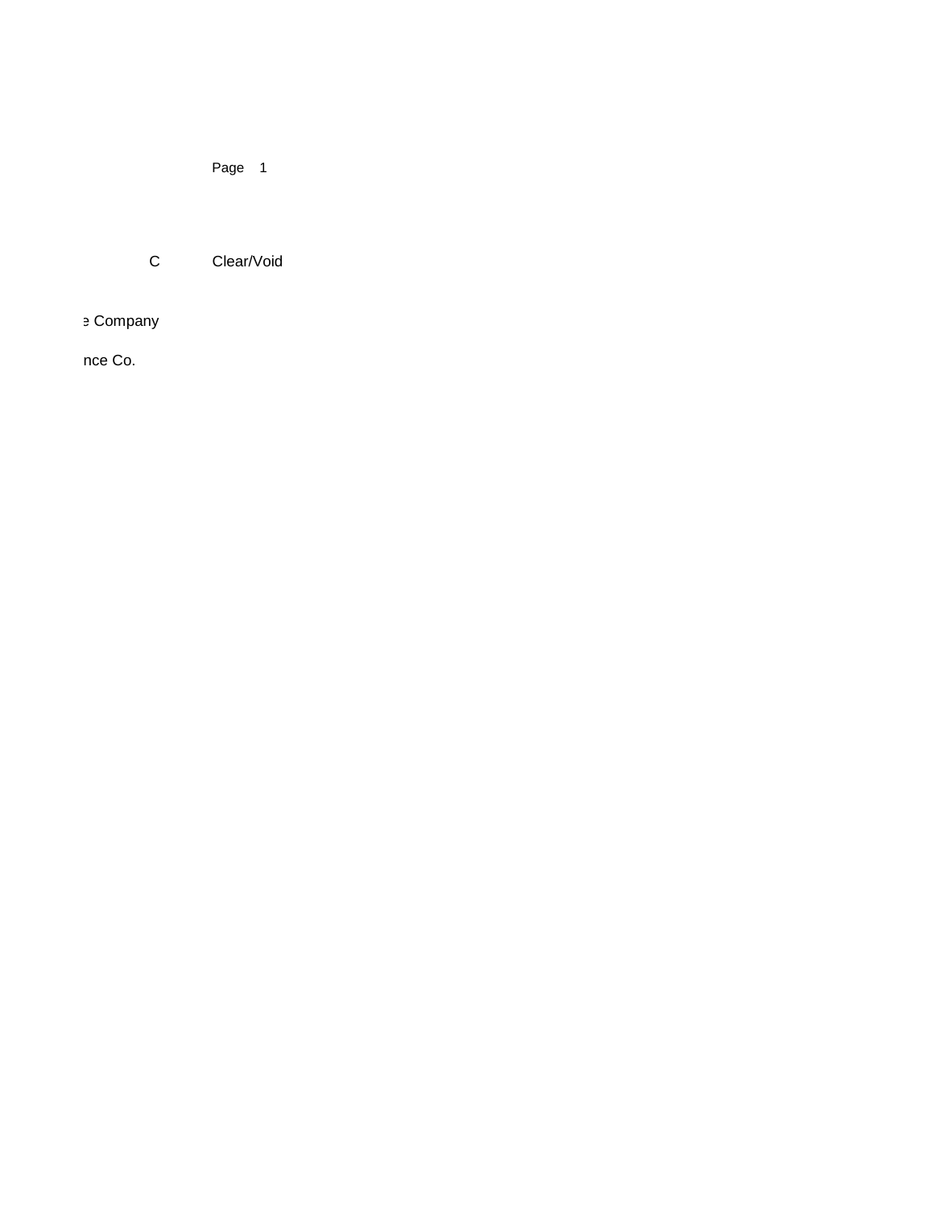C Clear/Void

e Company

nce Co.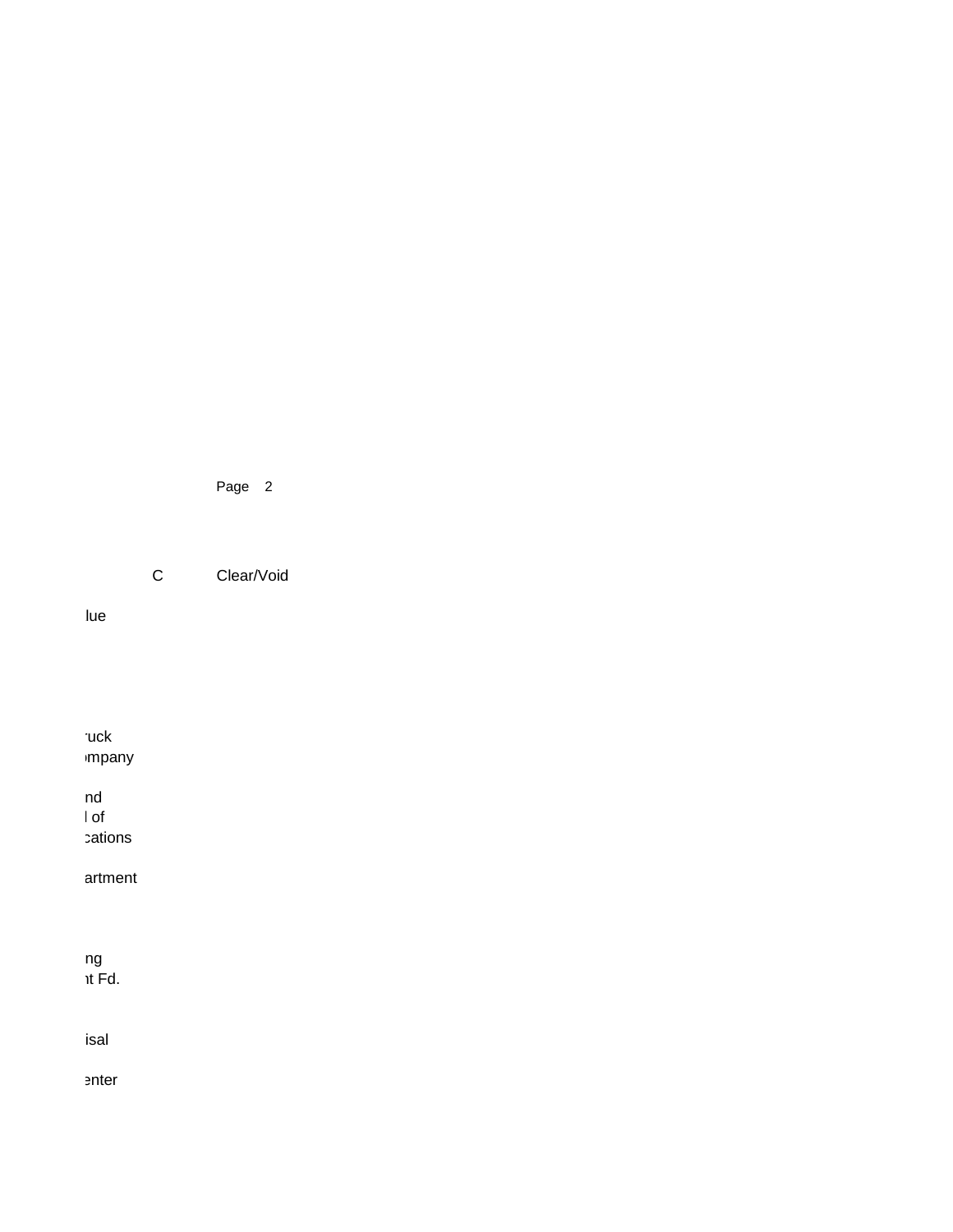Page 2

C Clear/Void

lue

ruck
mpany

nd
l of
cations

artment

ng
nt Fd.

isal

enter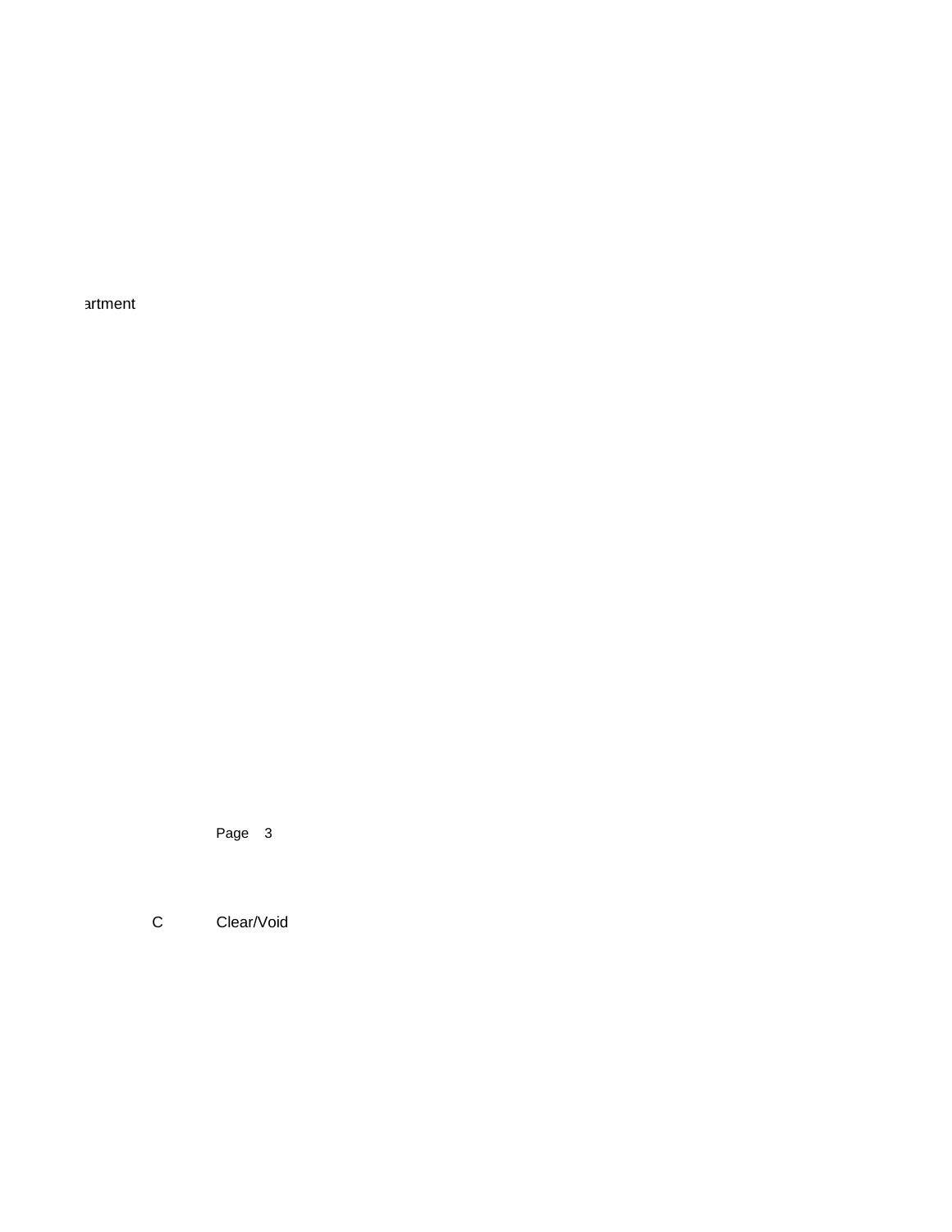artment

Page 3

C Clear/Void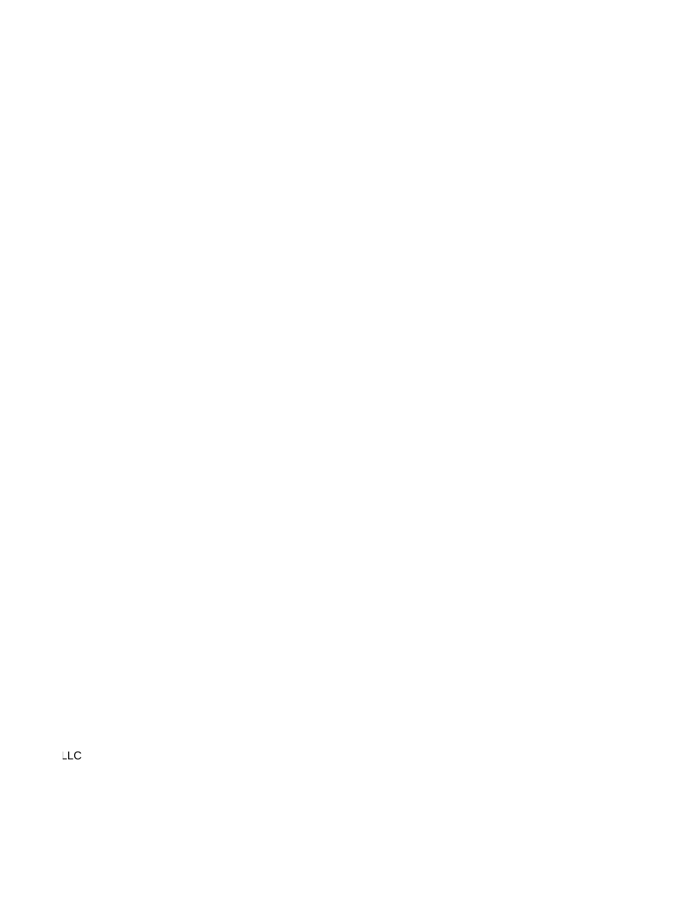LLC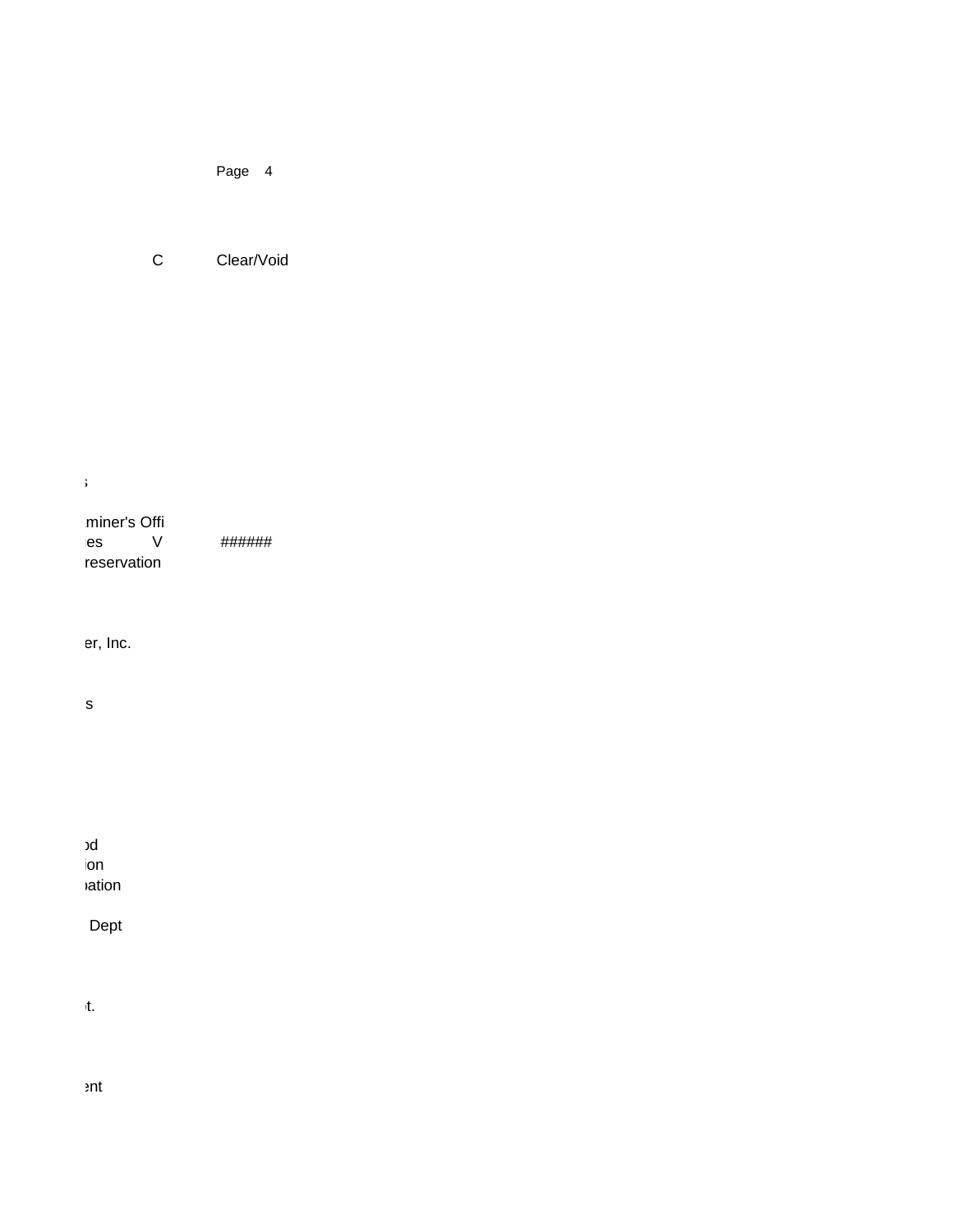Page 4

C Clear/Void

;

miner's Offi
ies V ######
reservation

er, Inc.

s

od
ion
oation

Dept

t.

ent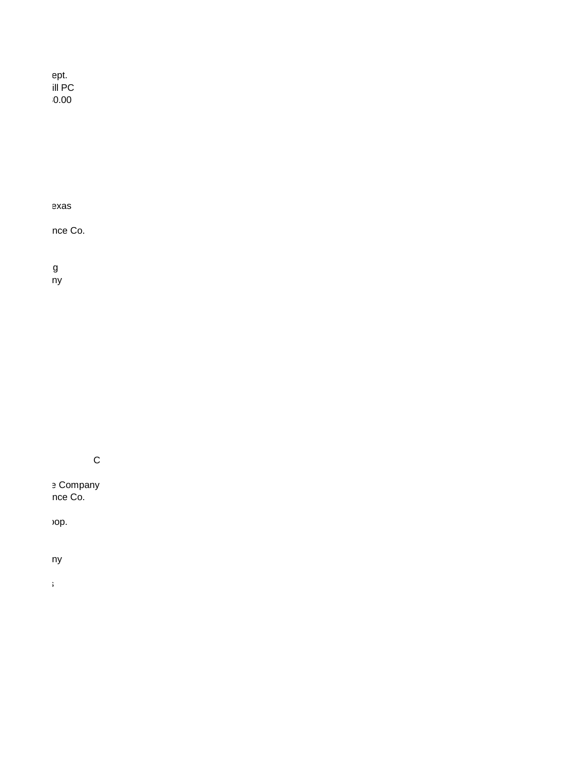ept.
ill PC
0.00

exas

nce Co.

g
ny

C

e Company
nce Co.

oop.

ny

s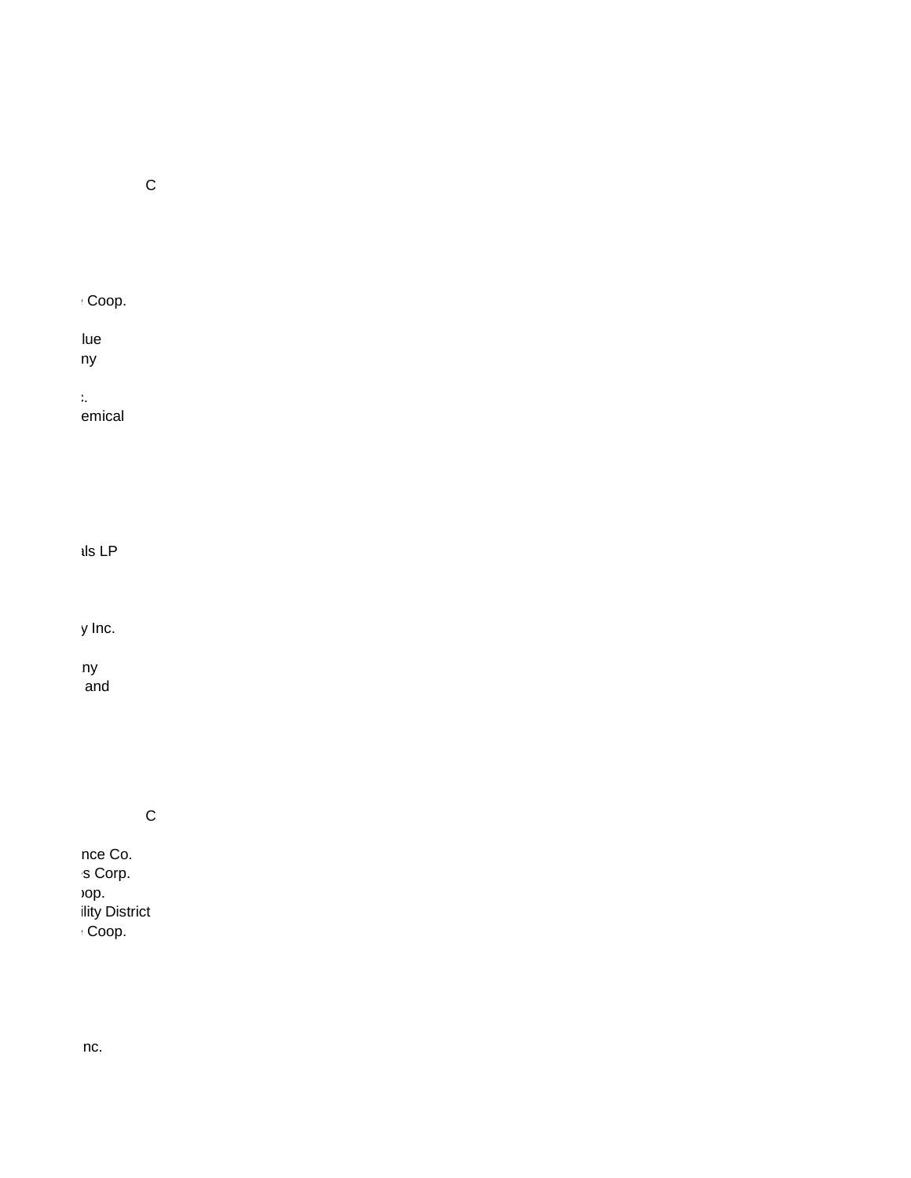C

Coop.

lue
ny

:.
emical

als LP

y Inc.

ny
and

C

nce Co.
s Corp.
oop.
ility District
Coop.

nc.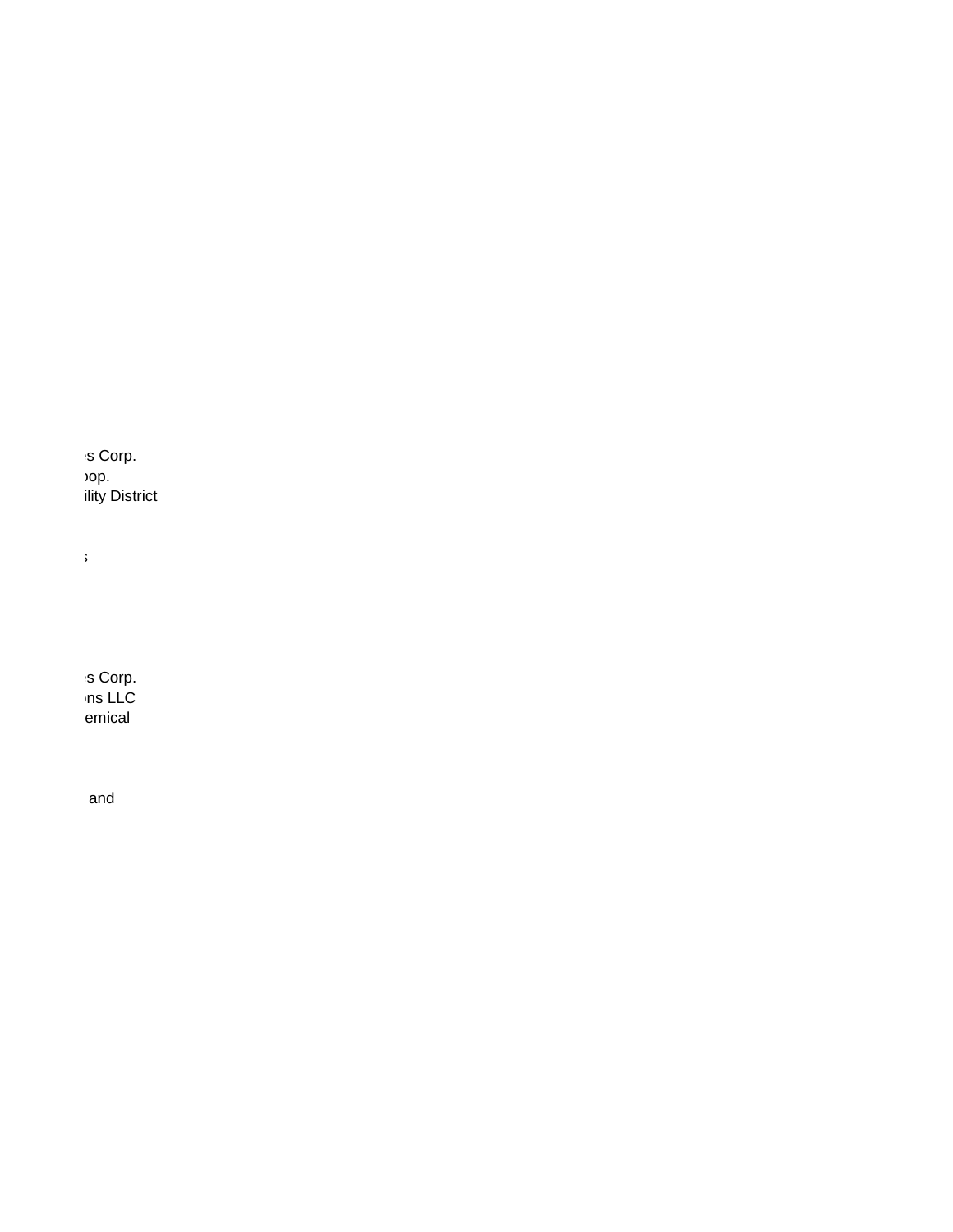s Corp.
oop.
ility District

s

s Corp.
ons LLC
emical

and